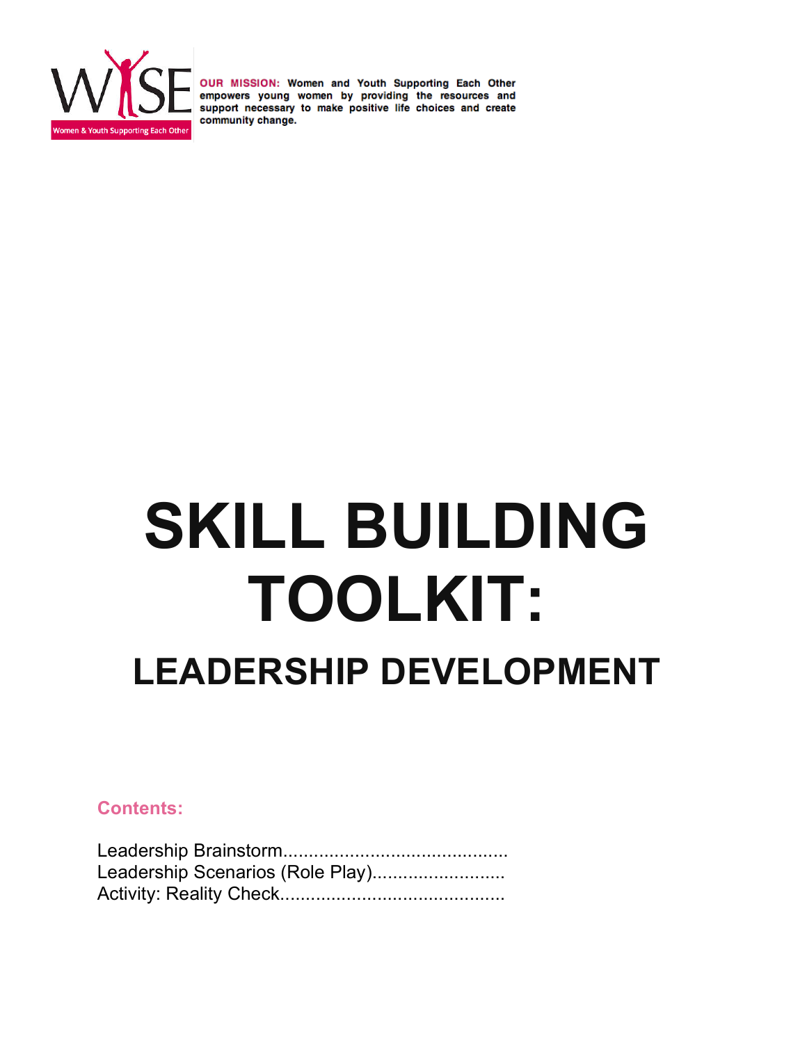WISE

Women & Youth Supporting Each Other

**OUR MISSION:** Women and Youth Supporting Each Other empowers young women by providing the resources and support necessary to make positive life choices and create community change.

# SKILL BUILDING TOOLKIT:

## LEADERSHIP DEVELOPMENT

**Contents:**

Leadership Brainstorm...........................................
Leadership Scenarios (Role Play).........................
Activity: Reality Check...........................................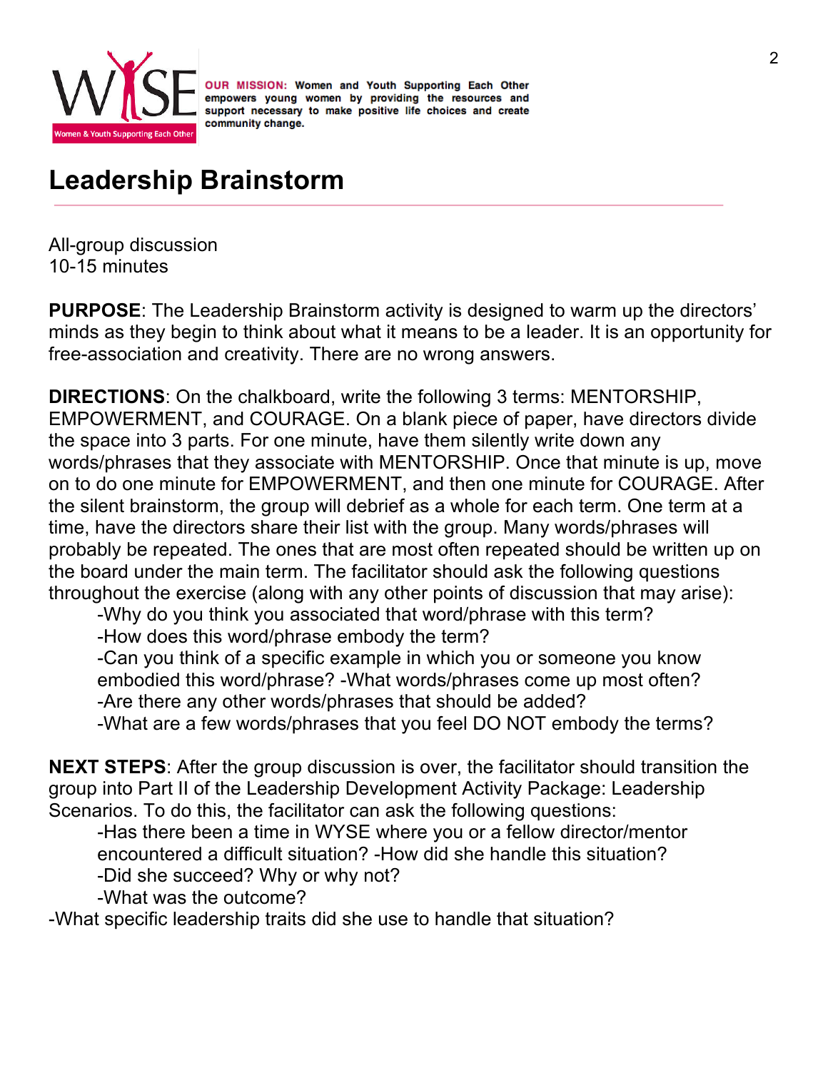**OUR MISSION:** Women and Youth Supporting Each Other empowers young women by providing the resources and support necessary to make positive life choices and create community change.

# Leadership Brainstorm

All-group discussion
10-15 minutes

**PURPOSE**: The Leadership Brainstorm activity is designed to warm up the directors' minds as they begin to think about what it means to be a leader. It is an opportunity for free-association and creativity. There are no wrong answers.

**DIRECTIONS**: On the chalkboard, write the following 3 terms: MENTORSHIP, EMPOWERMENT, and COURAGE. On a blank piece of paper, have directors divide the space into 3 parts. For one minute, have them silently write down any words/phrases that they associate with MENTORSHIP. Once that minute is up, move on to do one minute for EMPOWERMENT, and then one minute for COURAGE. After the silent brainstorm, the group will debrief as a whole for each term. One term at a time, have the directors share their list with the group. Many words/phrases will probably be repeated. The ones that are most often repeated should be written up on the board under the main term. The facilitator should ask the following questions throughout the exercise (along with any other points of discussion that may arise):

-Why do you think you associated that word/phrase with this term?
-How does this word/phrase embody the term?
-Can you think of a specific example in which you or someone you know embodied this word/phrase? -What words/phrases come up most often?
-Are there any other words/phrases that should be added?
-What are a few words/phrases that you feel DO NOT embody the terms?

**NEXT STEPS**: After the group discussion is over, the facilitator should transition the group into Part II of the Leadership Development Activity Package: Leadership Scenarios. To do this, the facilitator can ask the following questions:

-Has there been a time in WYSE where you or a fellow director/mentor encountered a difficult situation? -How did she handle this situation?
-Did she succeed? Why or why not?
-What was the outcome?
-What specific leadership traits did she use to handle that situation?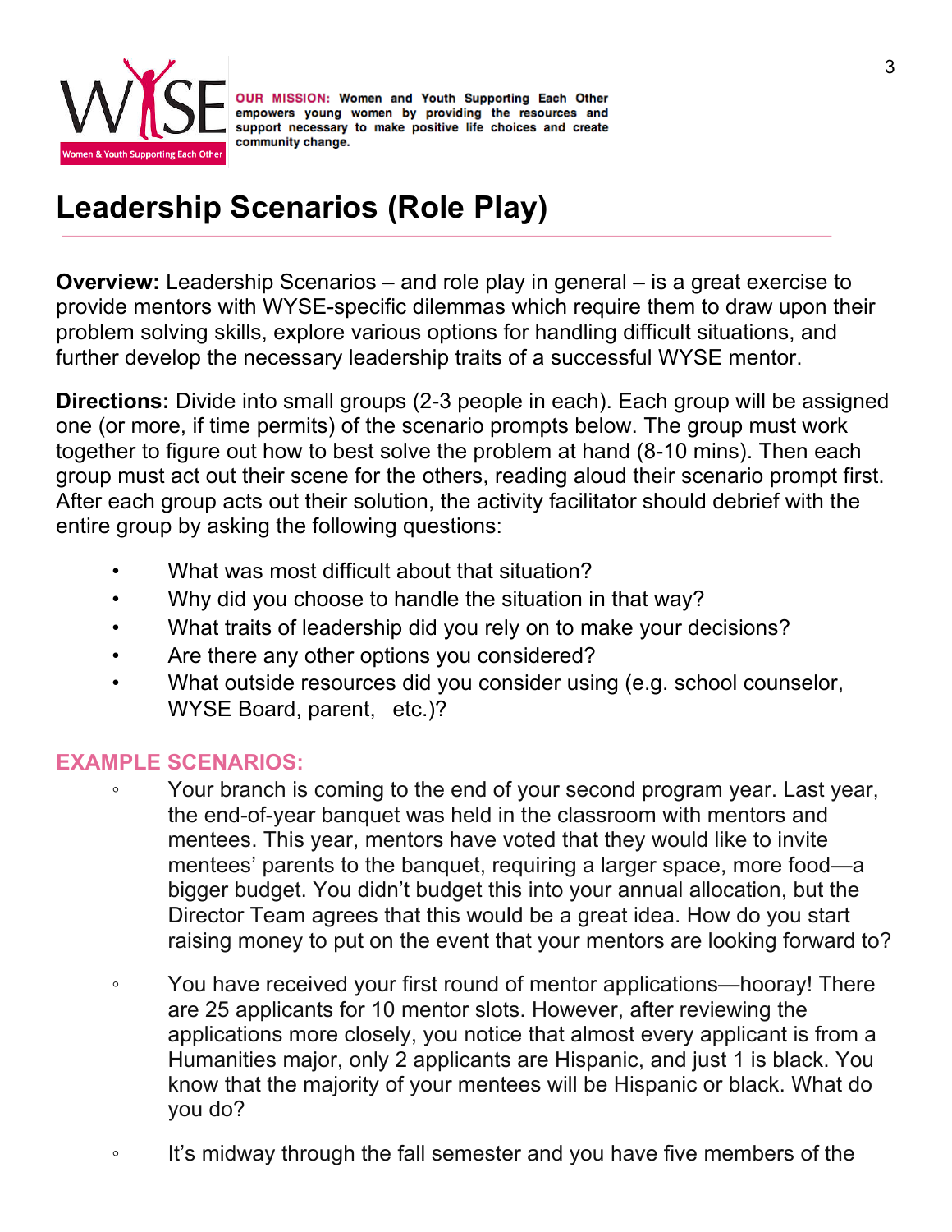WYSE — Women & Youth Supporting Each Other

**OUR MISSION:** Women and Youth Supporting Each Other empowers young women by providing the resources and support necessary to make positive life choices and create community change.

# Leadership Scenarios (Role Play)

**Overview:** Leadership Scenarios – and role play in general – is a great exercise to provide mentors with WYSE-specific dilemmas which require them to draw upon their problem solving skills, explore various options for handling difficult situations, and further develop the necessary leadership traits of a successful WYSE mentor.

**Directions:** Divide into small groups (2-3 people in each). Each group will be assigned one (or more, if time permits) of the scenario prompts below. The group must work together to figure out how to best solve the problem at hand (8-10 mins). Then each group must act out their scene for the others, reading aloud their scenario prompt first. After each group acts out their solution, the activity facilitator should debrief with the entire group by asking the following questions:

- What was most difficult about that situation?
- Why did you choose to handle the situation in that way?
- What traits of leadership did you rely on to make your decisions?
- Are there any other options you considered?
- What outside resources did you consider using (e.g. school counselor, WYSE Board, parent, etc.)?

## EXAMPLE SCENARIOS:

- Your branch is coming to the end of your second program year. Last year, the end-of-year banquet was held in the classroom with mentors and mentees. This year, mentors have voted that they would like to invite mentees' parents to the banquet, requiring a larger space, more food—a bigger budget. You didn't budget this into your annual allocation, but the Director Team agrees that this would be a great idea. How do you start raising money to put on the event that your mentors are looking forward to?

- You have received your first round of mentor applications—hooray! There are 25 applicants for 10 mentor slots. However, after reviewing the applications more closely, you notice that almost every applicant is from a Humanities major, only 2 applicants are Hispanic, and just 1 is black. You know that the majority of your mentees will be Hispanic or black. What do you do?

- It's midway through the fall semester and you have five members of the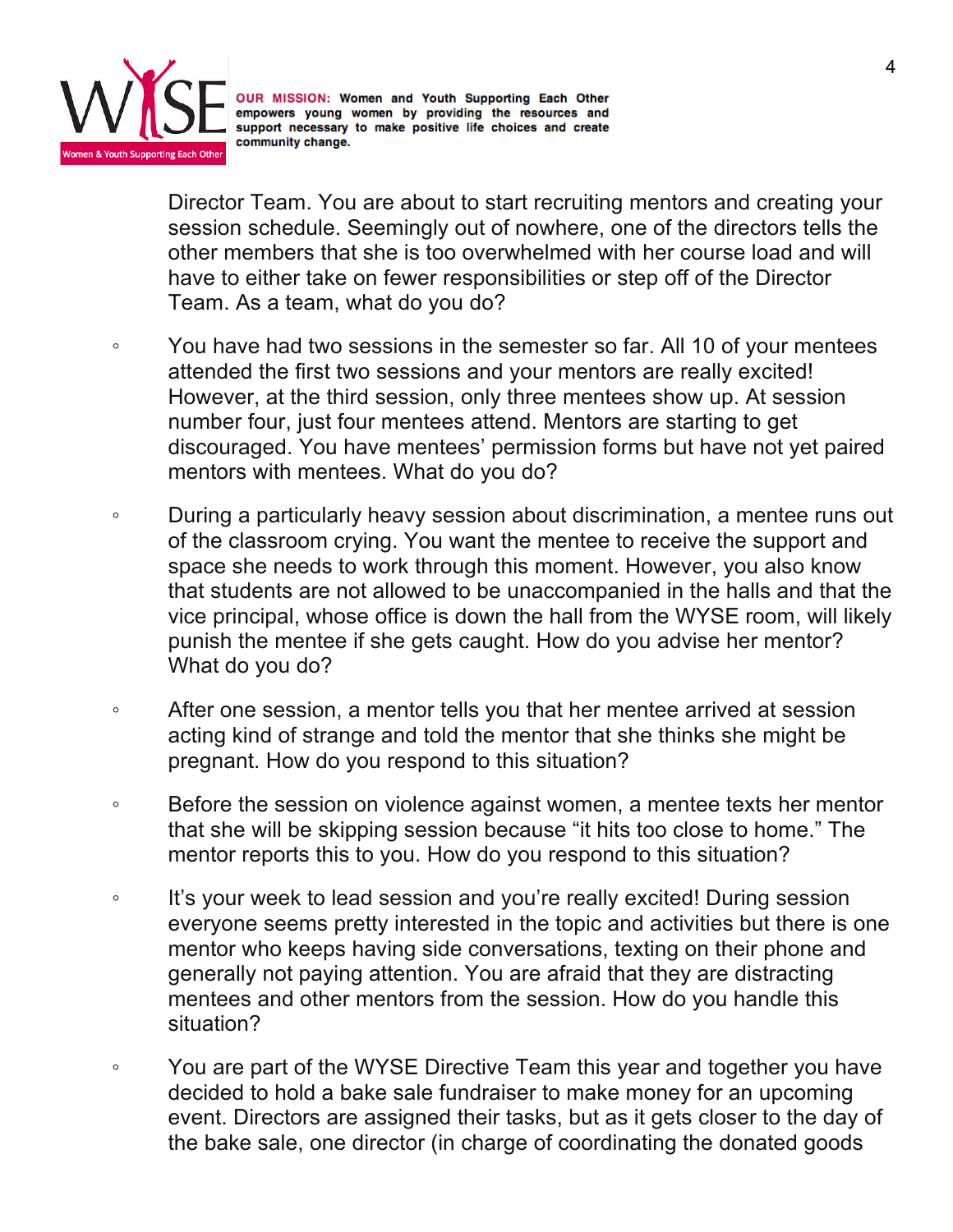Director Team. You are about to start recruiting mentors and creating your session schedule. Seemingly out of nowhere, one of the directors tells the other members that she is too overwhelmed with her course load and will have to either take on fewer responsibilities or step off of the Director Team. As a team, what do you do?

- You have had two sessions in the semester so far. All 10 of your mentees attended the first two sessions and your mentors are really excited! However, at the third session, only three mentees show up. At session number four, just four mentees attend. Mentors are starting to get discouraged. You have mentees' permission forms but have not yet paired mentors with mentees. What do you do?

- During a particularly heavy session about discrimination, a mentee runs out of the classroom crying. You want the mentee to receive the support and space she needs to work through this moment. However, you also know that students are not allowed to be unaccompanied in the halls and that the vice principal, whose office is down the hall from the WYSE room, will likely punish the mentee if she gets caught. How do you advise her mentor? What do you do?

- After one session, a mentor tells you that her mentee arrived at session acting kind of strange and told the mentor that she thinks she might be pregnant. How do you respond to this situation?

- Before the session on violence against women, a mentee texts her mentor that she will be skipping session because "it hits too close to home." The mentor reports this to you. How do you respond to this situation?

- It's your week to lead session and you're really excited! During session everyone seems pretty interested in the topic and activities but there is one mentor who keeps having side conversations, texting on their phone and generally not paying attention. You are afraid that they are distracting mentees and other mentors from the session. How do you handle this situation?

- You are part of the WYSE Directive Team this year and together you have decided to hold a bake sale fundraiser to make money for an upcoming event. Directors are assigned their tasks, but as it gets closer to the day of the bake sale, one director (in charge of coordinating the donated goods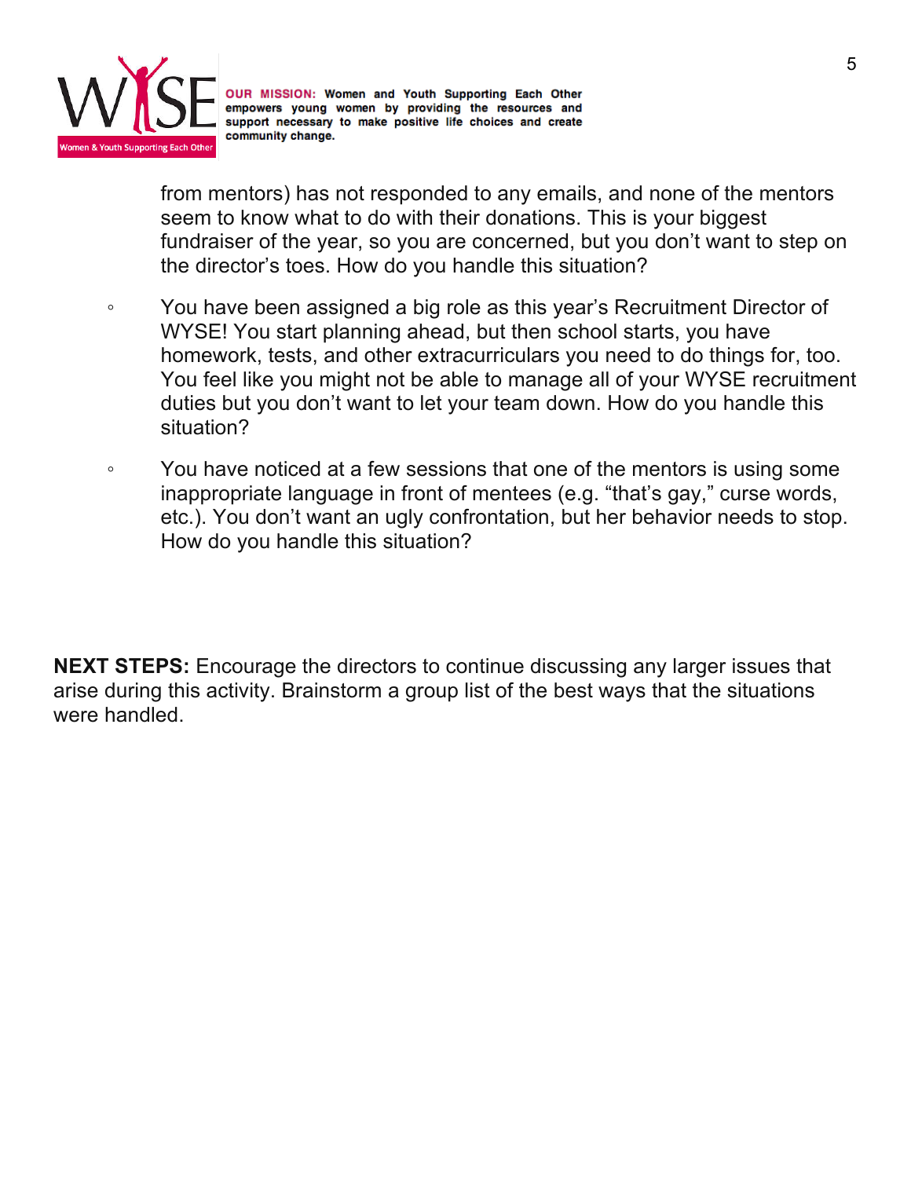from mentors) has not responded to any emails, and none of the mentors seem to know what to do with their donations. This is your biggest fundraiser of the year, so you are concerned, but you don't want to step on the director's toes. How do you handle this situation?

- You have been assigned a big role as this year's Recruitment Director of WYSE! You start planning ahead, but then school starts, you have homework, tests, and other extracurriculars you need to do things for, too. You feel like you might not be able to manage all of your WYSE recruitment duties but you don't want to let your team down. How do you handle this situation?

- You have noticed at a few sessions that one of the mentors is using some inappropriate language in front of mentees (e.g. "that's gay," curse words, etc.). You don't want an ugly confrontation, but her behavior needs to stop. How do you handle this situation?

**NEXT STEPS:** Encourage the directors to continue discussing any larger issues that arise during this activity. Brainstorm a group list of the best ways that the situations were handled.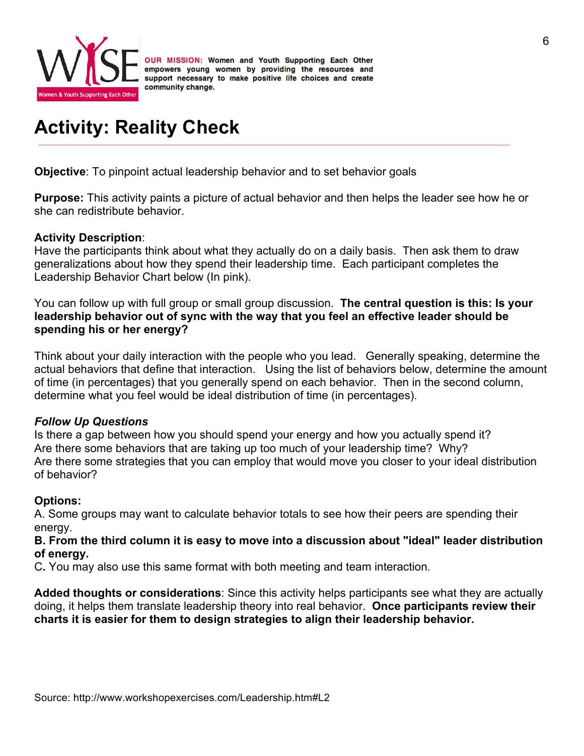**OUR MISSION:** Women and Youth Supporting Each Other empowers young women by providing the resources and support necessary to make positive life choices and create community change.

# Activity: Reality Check

**Objective**: To pinpoint actual leadership behavior and to set behavior goals

**Purpose:** This activity paints a picture of actual behavior and then helps the leader see how he or she can redistribute behavior.

**Activity Description**:
Have the participants think about what they actually do on a daily basis. Then ask them to draw generalizations about how they spend their leadership time. Each participant completes the Leadership Behavior Chart below (In pink).

You can follow up with full group or small group discussion. **The central question is this: Is your leadership behavior out of sync with the way that you feel an effective leader should be spending his or her energy?**

Think about your daily interaction with the people who you lead. Generally speaking, determine the actual behaviors that define that interaction. Using the list of behaviors below, determine the amount of time (in percentages) that you generally spend on each behavior. Then in the second column, determine what you feel would be ideal distribution of time (in percentages).

***Follow Up Questions***
Is there a gap between how you should spend your energy and how you actually spend it?
Are there some behaviors that are taking up too much of your leadership time? Why?
Are there some strategies that you can employ that would move you closer to your ideal distribution of behavior?

**Options:**
A. Some groups may want to calculate behavior totals to see how their peers are spending their energy.
**B. From the third column it is easy to move into a discussion about "ideal" leader distribution of energy.**
C**.** You may also use this same format with both meeting and team interaction.

**Added thoughts or considerations**: Since this activity helps participants see what they are actually doing, it helps them translate leadership theory into real behavior. **Once participants review their charts it is easier for them to design strategies to align their leadership behavior.**

Source: http://www.workshopexercises.com/Leadership.htm#L2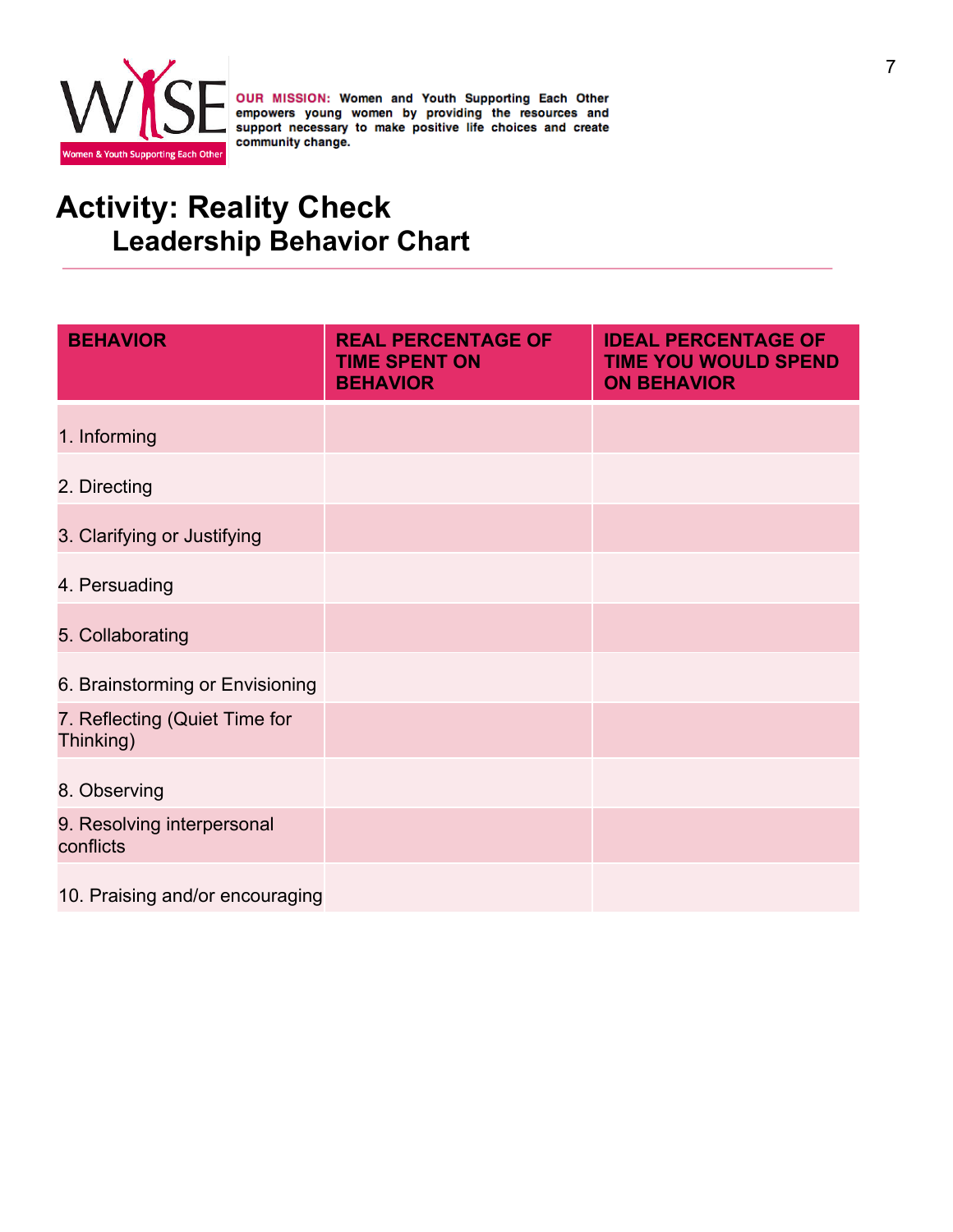WISE
Women & Youth Supporting Each Other

**OUR MISSION:** Women and Youth Supporting Each Other empowers young women by providing the resources and support necessary to make positive life choices and create community change.

# Activity: Reality Check

## Leadership Behavior Chart

| BEHAVIOR | REAL PERCENTAGE OF TIME SPENT ON BEHAVIOR | IDEAL PERCENTAGE OF TIME YOU WOULD SPEND ON BEHAVIOR |
|---|---|---|
| 1. Informing | | |
| 2. Directing | | |
| 3. Clarifying or Justifying | | |
| 4. Persuading | | |
| 5. Collaborating | | |
| 6. Brainstorming or Envisioning | | |
| 7. Reflecting (Quiet Time for Thinking) | | |
| 8. Observing | | |
| 9. Resolving interpersonal conflicts | | |
| 10. Praising and/or encouraging | | |